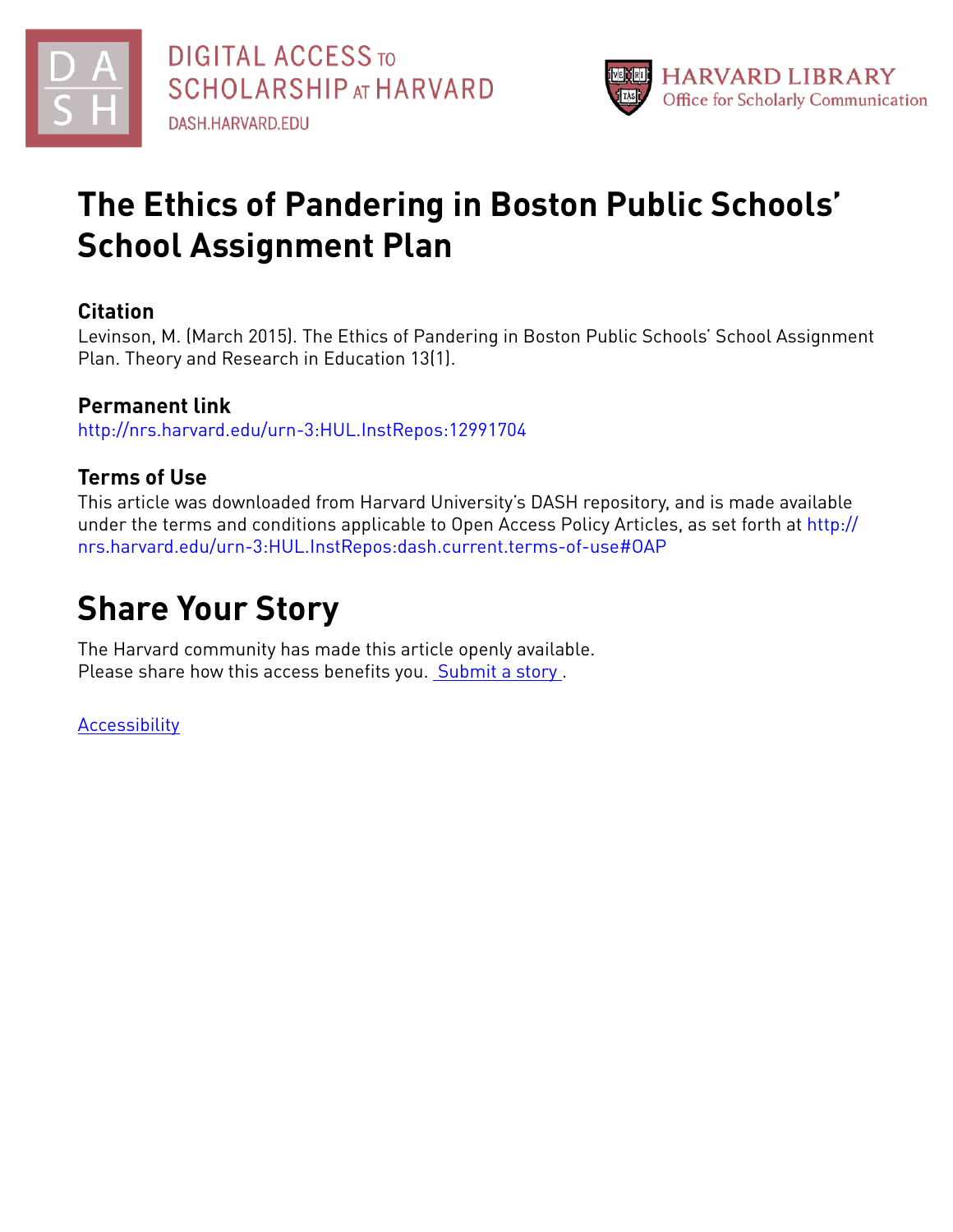DIGITAL ACCESS TO SCHOLARSHIP AT HARVARD
DASH.HARVARD.EDU

HARVARD LIBRARY
Office for Scholarly Communication

# The Ethics of Pandering in Boston Public Schools' School Assignment Plan

## Citation

Levinson, M. (March 2015). The Ethics of Pandering in Boston Public Schools' School Assignment Plan. Theory and Research in Education 13(1).

## Permanent link

http://nrs.harvard.edu/urn-3:HUL.InstRepos:12991704

## Terms of Use

This article was downloaded from Harvard University's DASH repository, and is made available under the terms and conditions applicable to Open Access Policy Articles, as set forth at http://nrs.harvard.edu/urn-3:HUL.InstRepos:dash.current.terms-of-use#OAP

# Share Your Story

The Harvard community has made this article openly available.
Please share how this access benefits you. Submit a story .

Accessibility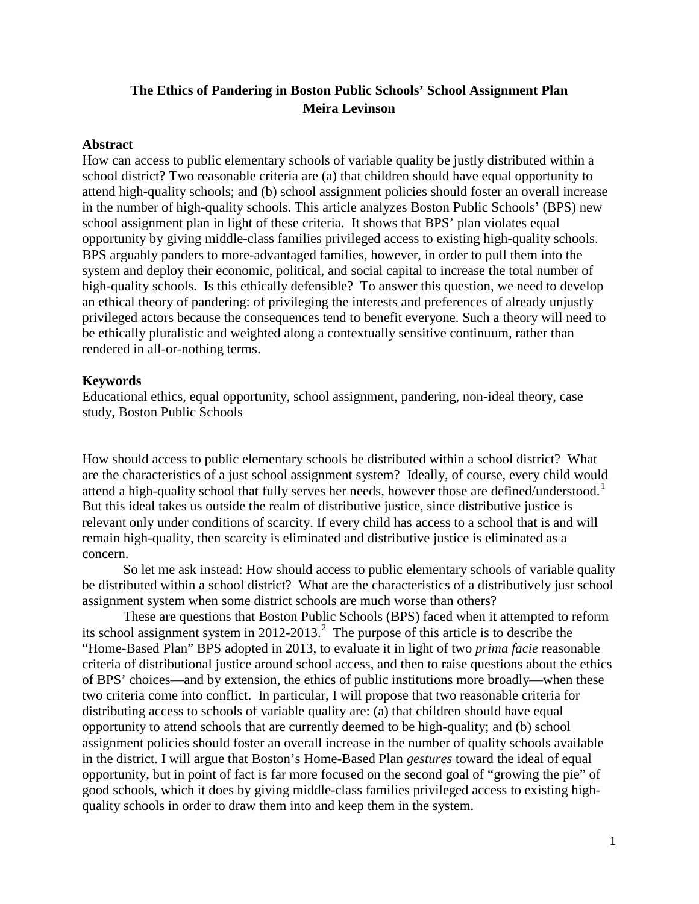# The Ethics of Pandering in Boston Public Schools' School Assignment Plan

**Meira Levinson**

## Abstract

How can access to public elementary schools of variable quality be justly distributed within a school district? Two reasonable criteria are (a) that children should have equal opportunity to attend high-quality schools; and (b) school assignment policies should foster an overall increase in the number of high-quality schools. This article analyzes Boston Public Schools' (BPS) new school assignment plan in light of these criteria. It shows that BPS' plan violates equal opportunity by giving middle-class families privileged access to existing high-quality schools. BPS arguably panders to more-advantaged families, however, in order to pull them into the system and deploy their economic, political, and social capital to increase the total number of high-quality schools. Is this ethically defensible? To answer this question, we need to develop an ethical theory of pandering: of privileging the interests and preferences of already unjustly privileged actors because the consequences tend to benefit everyone. Such a theory will need to be ethically pluralistic and weighted along a contextually sensitive continuum, rather than rendered in all-or-nothing terms.

## Keywords

Educational ethics, equal opportunity, school assignment, pandering, non-ideal theory, case study, Boston Public Schools

How should access to public elementary schools be distributed within a school district? What are the characteristics of a just school assignment system? Ideally, of course, every child would attend a high-quality school that fully serves her needs, however those are defined/understood.[1] But this ideal takes us outside the realm of distributive justice, since distributive justice is relevant only under conditions of scarcity. If every child has access to a school that is and will remain high-quality, then scarcity is eliminated and distributive justice is eliminated as a concern.

So let me ask instead: How should access to public elementary schools of variable quality be distributed within a school district? What are the characteristics of a distributively just school assignment system when some district schools are much worse than others?

These are questions that Boston Public Schools (BPS) faced when it attempted to reform its school assignment system in 2012-2013.[2] The purpose of this article is to describe the "Home-Based Plan" BPS adopted in 2013, to evaluate it in light of two *prima facie* reasonable criteria of distributional justice around school access, and then to raise questions about the ethics of BPS' choices—and by extension, the ethics of public institutions more broadly—when these two criteria come into conflict. In particular, I will propose that two reasonable criteria for distributing access to schools of variable quality are: (a) that children should have equal opportunity to attend schools that are currently deemed to be high-quality; and (b) school assignment policies should foster an overall increase in the number of quality schools available in the district. I will argue that Boston's Home-Based Plan *gestures* toward the ideal of equal opportunity, but in point of fact is far more focused on the second goal of "growing the pie" of good schools, which it does by giving middle-class families privileged access to existing high-quality schools in order to draw them into and keep them in the system.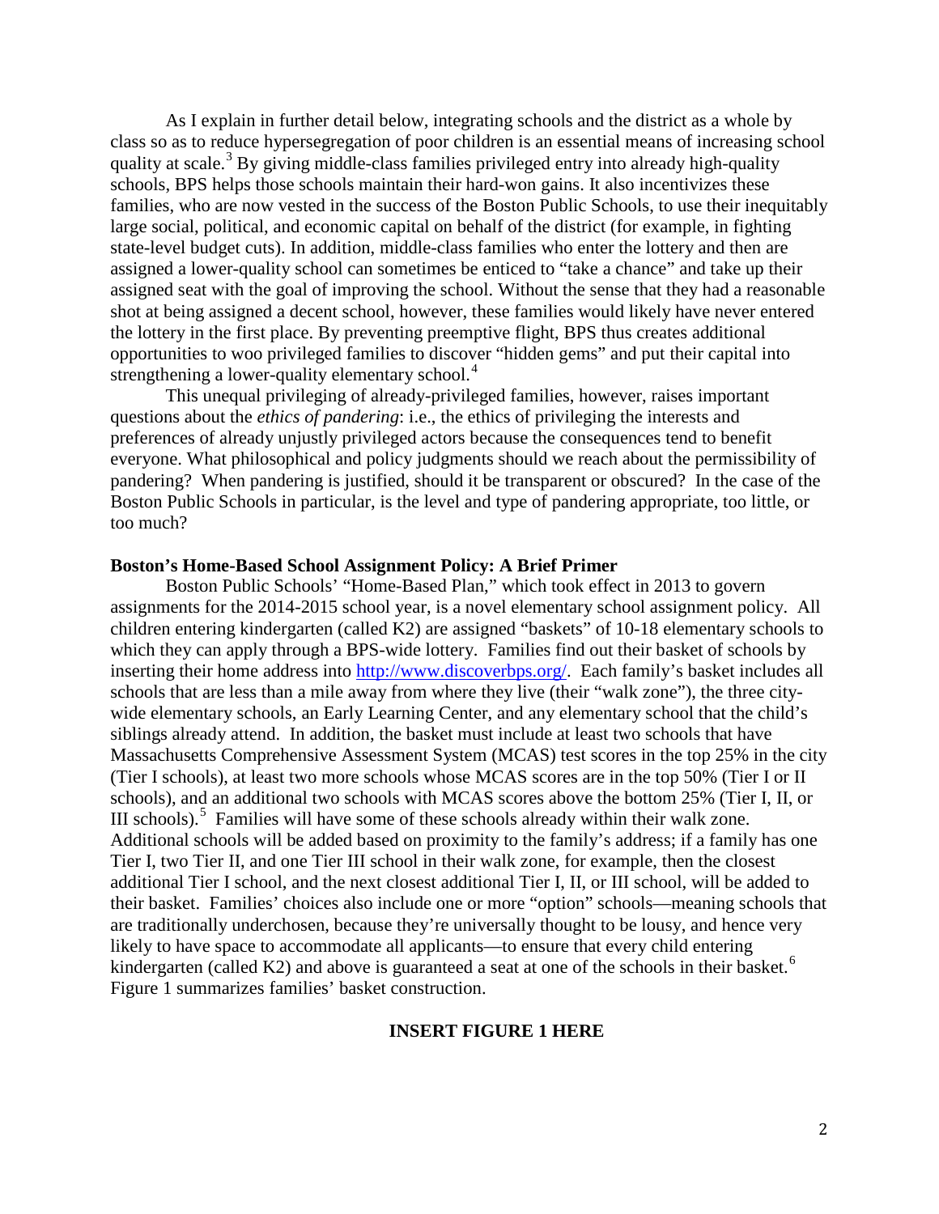As I explain in further detail below, integrating schools and the district as a whole by class so as to reduce hypersegregation of poor children is an essential means of increasing school quality at scale.[3] By giving middle-class families privileged entry into already high-quality schools, BPS helps those schools maintain their hard-won gains. It also incentivizes these families, who are now vested in the success of the Boston Public Schools, to use their inequitably large social, political, and economic capital on behalf of the district (for example, in fighting state-level budget cuts). In addition, middle-class families who enter the lottery and then are assigned a lower-quality school can sometimes be enticed to "take a chance" and take up their assigned seat with the goal of improving the school. Without the sense that they had a reasonable shot at being assigned a decent school, however, these families would likely have never entered the lottery in the first place. By preventing preemptive flight, BPS thus creates additional opportunities to woo privileged families to discover "hidden gems" and put their capital into strengthening a lower-quality elementary school.[4]

This unequal privileging of already-privileged families, however, raises important questions about the *ethics of pandering*: i.e., the ethics of privileging the interests and preferences of already unjustly privileged actors because the consequences tend to benefit everyone. What philosophical and policy judgments should we reach about the permissibility of pandering? When pandering is justified, should it be transparent or obscured? In the case of the Boston Public Schools in particular, is the level and type of pandering appropriate, too little, or too much?

**Boston's Home-Based School Assignment Policy: A Brief Primer**

Boston Public Schools' "Home-Based Plan," which took effect in 2013 to govern assignments for the 2014-2015 school year, is a novel elementary school assignment policy. All children entering kindergarten (called K2) are assigned "baskets" of 10-18 elementary schools to which they can apply through a BPS-wide lottery. Families find out their basket of schools by inserting their home address into http://www.discoverbps.org/. Each family's basket includes all schools that are less than a mile away from where they live (their "walk zone"), the three city-wide elementary schools, an Early Learning Center, and any elementary school that the child's siblings already attend. In addition, the basket must include at least two schools that have Massachusetts Comprehensive Assessment System (MCAS) test scores in the top 25% in the city (Tier I schools), at least two more schools whose MCAS scores are in the top 50% (Tier I or II schools), and an additional two schools with MCAS scores above the bottom 25% (Tier I, II, or III schools).[5] Families will have some of these schools already within their walk zone. Additional schools will be added based on proximity to the family's address; if a family has one Tier I, two Tier II, and one Tier III school in their walk zone, for example, then the closest additional Tier I school, and the next closest additional Tier I, II, or III school, will be added to their basket. Families' choices also include one or more "option" schools—meaning schools that are traditionally underchosen, because they're universally thought to be lousy, and hence very likely to have space to accommodate all applicants—to ensure that every child entering kindergarten (called K2) and above is guaranteed a seat at one of the schools in their basket.[6] Figure 1 summarizes families' basket construction.

**INSERT FIGURE 1 HERE**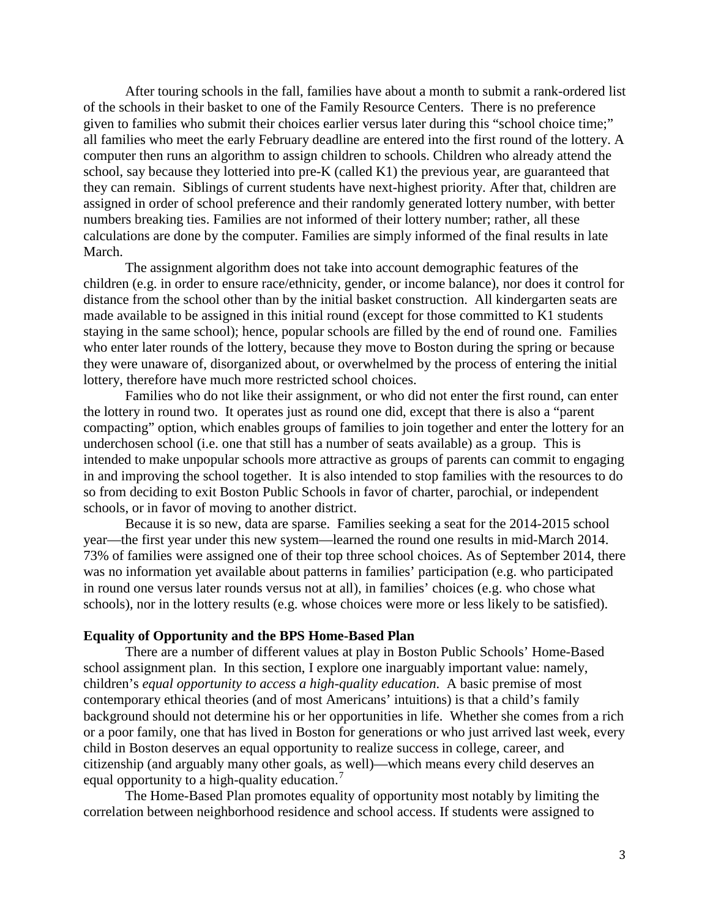After touring schools in the fall, families have about a month to submit a rank-ordered list of the schools in their basket to one of the Family Resource Centers. There is no preference given to families who submit their choices earlier versus later during this "school choice time;" all families who meet the early February deadline are entered into the first round of the lottery. A computer then runs an algorithm to assign children to schools. Children who already attend the school, say because they lotteried into pre-K (called K1) the previous year, are guaranteed that they can remain. Siblings of current students have next-highest priority. After that, children are assigned in order of school preference and their randomly generated lottery number, with better numbers breaking ties. Families are not informed of their lottery number; rather, all these calculations are done by the computer. Families are simply informed of the final results in late March.

The assignment algorithm does not take into account demographic features of the children (e.g. in order to ensure race/ethnicity, gender, or income balance), nor does it control for distance from the school other than by the initial basket construction. All kindergarten seats are made available to be assigned in this initial round (except for those committed to K1 students staying in the same school); hence, popular schools are filled by the end of round one. Families who enter later rounds of the lottery, because they move to Boston during the spring or because they were unaware of, disorganized about, or overwhelmed by the process of entering the initial lottery, therefore have much more restricted school choices.

Families who do not like their assignment, or who did not enter the first round, can enter the lottery in round two. It operates just as round one did, except that there is also a "parent compacting" option, which enables groups of families to join together and enter the lottery for an underchosen school (i.e. one that still has a number of seats available) as a group. This is intended to make unpopular schools more attractive as groups of parents can commit to engaging in and improving the school together. It is also intended to stop families with the resources to do so from deciding to exit Boston Public Schools in favor of charter, parochial, or independent schools, or in favor of moving to another district.

Because it is so new, data are sparse. Families seeking a seat for the 2014-2015 school year—the first year under this new system—learned the round one results in mid-March 2014. 73% of families were assigned one of their top three school choices. As of September 2014, there was no information yet available about patterns in families' participation (e.g. who participated in round one versus later rounds versus not at all), in families' choices (e.g. who chose what schools), nor in the lottery results (e.g. whose choices were more or less likely to be satisfied).

**Equality of Opportunity and the BPS Home-Based Plan**

There are a number of different values at play in Boston Public Schools' Home-Based school assignment plan. In this section, I explore one inarguably important value: namely, children's *equal opportunity to access a high-quality education*. A basic premise of most contemporary ethical theories (and of most Americans' intuitions) is that a child's family background should not determine his or her opportunities in life. Whether she comes from a rich or a poor family, one that has lived in Boston for generations or who just arrived last week, every child in Boston deserves an equal opportunity to realize success in college, career, and citizenship (and arguably many other goals, as well)—which means every child deserves an equal opportunity to a high-quality education.[7]

The Home-Based Plan promotes equality of opportunity most notably by limiting the correlation between neighborhood residence and school access. If students were assigned to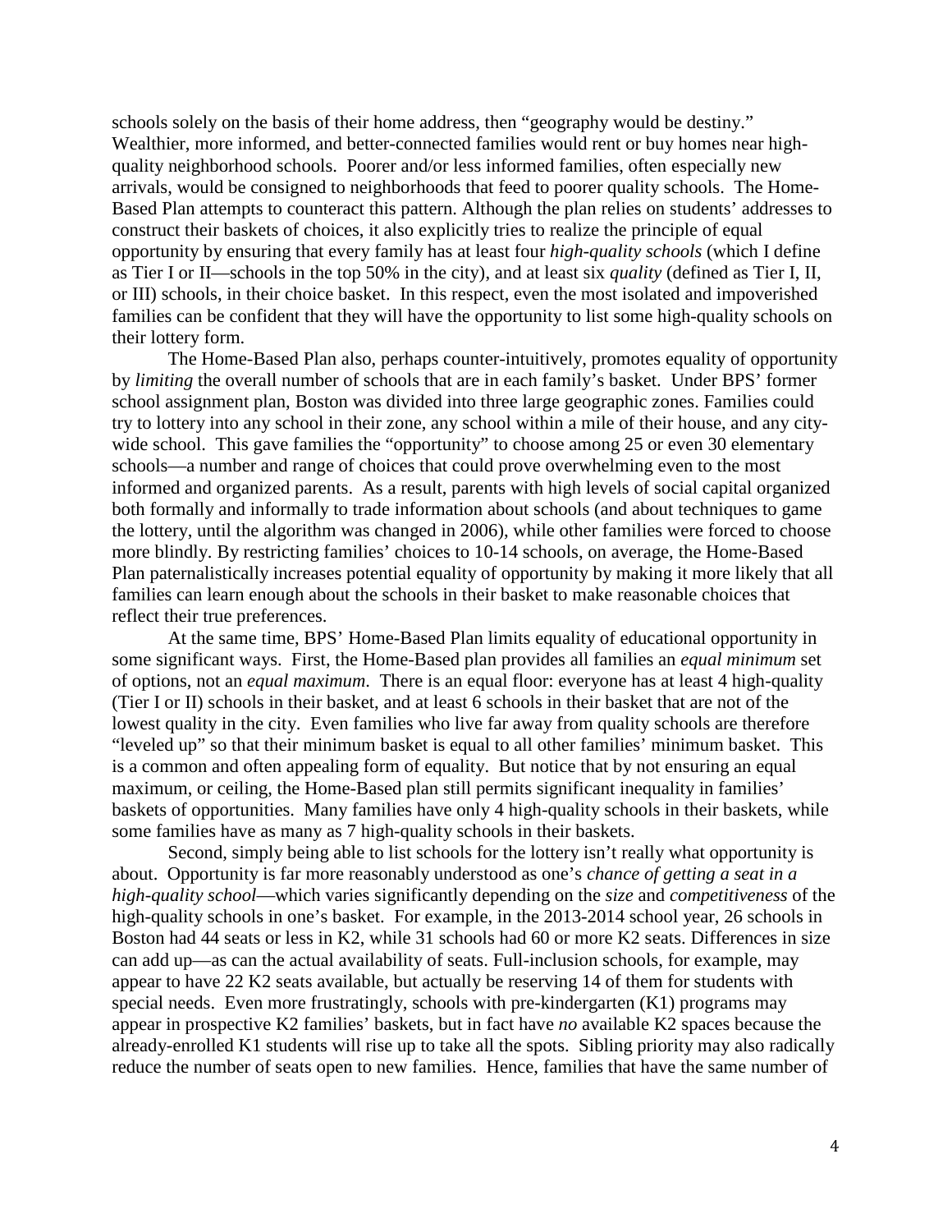schools solely on the basis of their home address, then "geography would be destiny." Wealthier, more informed, and better-connected families would rent or buy homes near high-quality neighborhood schools. Poorer and/or less informed families, often especially new arrivals, would be consigned to neighborhoods that feed to poorer quality schools. The Home-Based Plan attempts to counteract this pattern. Although the plan relies on students' addresses to construct their baskets of choices, it also explicitly tries to realize the principle of equal opportunity by ensuring that every family has at least four *high-quality schools* (which I define as Tier I or II—schools in the top 50% in the city), and at least six *quality* (defined as Tier I, II, or III) schools, in their choice basket. In this respect, even the most isolated and impoverished families can be confident that they will have the opportunity to list some high-quality schools on their lottery form.

The Home-Based Plan also, perhaps counter-intuitively, promotes equality of opportunity by *limiting* the overall number of schools that are in each family's basket. Under BPS' former school assignment plan, Boston was divided into three large geographic zones. Families could try to lottery into any school in their zone, any school within a mile of their house, and any city-wide school. This gave families the "opportunity" to choose among 25 or even 30 elementary schools—a number and range of choices that could prove overwhelming even to the most informed and organized parents. As a result, parents with high levels of social capital organized both formally and informally to trade information about schools (and about techniques to game the lottery, until the algorithm was changed in 2006), while other families were forced to choose more blindly. By restricting families' choices to 10-14 schools, on average, the Home-Based Plan paternalistically increases potential equality of opportunity by making it more likely that all families can learn enough about the schools in their basket to make reasonable choices that reflect their true preferences.

At the same time, BPS' Home-Based Plan limits equality of educational opportunity in some significant ways. First, the Home-Based plan provides all families an *equal minimum* set of options, not an *equal maximum*. There is an equal floor: everyone has at least 4 high-quality (Tier I or II) schools in their basket, and at least 6 schools in their basket that are not of the lowest quality in the city. Even families who live far away from quality schools are therefore "leveled up" so that their minimum basket is equal to all other families' minimum basket. This is a common and often appealing form of equality. But notice that by not ensuring an equal maximum, or ceiling, the Home-Based plan still permits significant inequality in families' baskets of opportunities. Many families have only 4 high-quality schools in their baskets, while some families have as many as 7 high-quality schools in their baskets.

Second, simply being able to list schools for the lottery isn't really what opportunity is about. Opportunity is far more reasonably understood as one's *chance of getting a seat in a high-quality school*—which varies significantly depending on the *size* and *competitiveness* of the high-quality schools in one's basket. For example, in the 2013-2014 school year, 26 schools in Boston had 44 seats or less in K2, while 31 schools had 60 or more K2 seats. Differences in size can add up—as can the actual availability of seats. Full-inclusion schools, for example, may appear to have 22 K2 seats available, but actually be reserving 14 of them for students with special needs. Even more frustratingly, schools with pre-kindergarten (K1) programs may appear in prospective K2 families' baskets, but in fact have *no* available K2 spaces because the already-enrolled K1 students will rise up to take all the spots. Sibling priority may also radically reduce the number of seats open to new families. Hence, families that have the same number of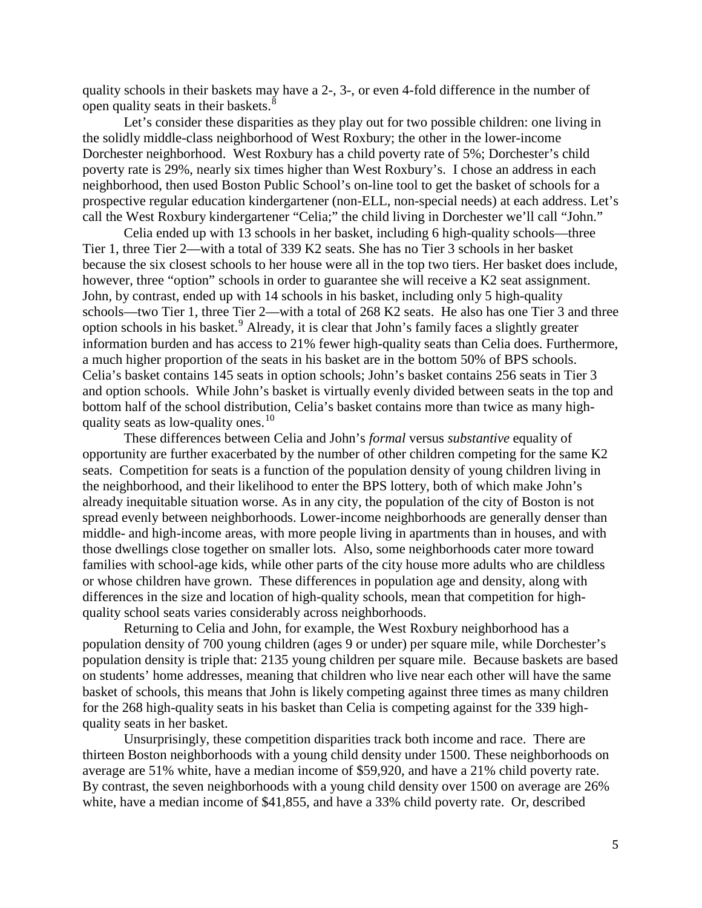quality schools in their baskets may have a 2-, 3-, or even 4-fold difference in the number of open quality seats in their baskets.[8]

Let's consider these disparities as they play out for two possible children: one living in the solidly middle-class neighborhood of West Roxbury; the other in the lower-income Dorchester neighborhood. West Roxbury has a child poverty rate of 5%; Dorchester's child poverty rate is 29%, nearly six times higher than West Roxbury's. I chose an address in each neighborhood, then used Boston Public School's on-line tool to get the basket of schools for a prospective regular education kindergartener (non-ELL, non-special needs) at each address. Let's call the West Roxbury kindergartener "Celia;" the child living in Dorchester we'll call "John."

Celia ended up with 13 schools in her basket, including 6 high-quality schools—three Tier 1, three Tier 2—with a total of 339 K2 seats. She has no Tier 3 schools in her basket because the six closest schools to her house were all in the top two tiers. Her basket does include, however, three "option" schools in order to guarantee she will receive a K2 seat assignment. John, by contrast, ended up with 14 schools in his basket, including only 5 high-quality schools—two Tier 1, three Tier 2—with a total of 268 K2 seats. He also has one Tier 3 and three option schools in his basket.[9] Already, it is clear that John's family faces a slightly greater information burden and has access to 21% fewer high-quality seats than Celia does. Furthermore, a much higher proportion of the seats in his basket are in the bottom 50% of BPS schools. Celia's basket contains 145 seats in option schools; John's basket contains 256 seats in Tier 3 and option schools. While John's basket is virtually evenly divided between seats in the top and bottom half of the school distribution, Celia's basket contains more than twice as many high-quality seats as low-quality ones.[10]

These differences between Celia and John's *formal* versus *substantive* equality of opportunity are further exacerbated by the number of other children competing for the same K2 seats. Competition for seats is a function of the population density of young children living in the neighborhood, and their likelihood to enter the BPS lottery, both of which make John's already inequitable situation worse. As in any city, the population of the city of Boston is not spread evenly between neighborhoods. Lower-income neighborhoods are generally denser than middle- and high-income areas, with more people living in apartments than in houses, and with those dwellings close together on smaller lots. Also, some neighborhoods cater more toward families with school-age kids, while other parts of the city house more adults who are childless or whose children have grown. These differences in population age and density, along with differences in the size and location of high-quality schools, mean that competition for high-quality school seats varies considerably across neighborhoods.

Returning to Celia and John, for example, the West Roxbury neighborhood has a population density of 700 young children (ages 9 or under) per square mile, while Dorchester's population density is triple that: 2135 young children per square mile. Because baskets are based on students' home addresses, meaning that children who live near each other will have the same basket of schools, this means that John is likely competing against three times as many children for the 268 high-quality seats in his basket than Celia is competing against for the 339 high-quality seats in her basket.

Unsurprisingly, these competition disparities track both income and race. There are thirteen Boston neighborhoods with a young child density under 1500. These neighborhoods on average are 51% white, have a median income of $59,920, and have a 21% child poverty rate. By contrast, the seven neighborhoods with a young child density over 1500 on average are 26% white, have a median income of $41,855, and have a 33% child poverty rate. Or, described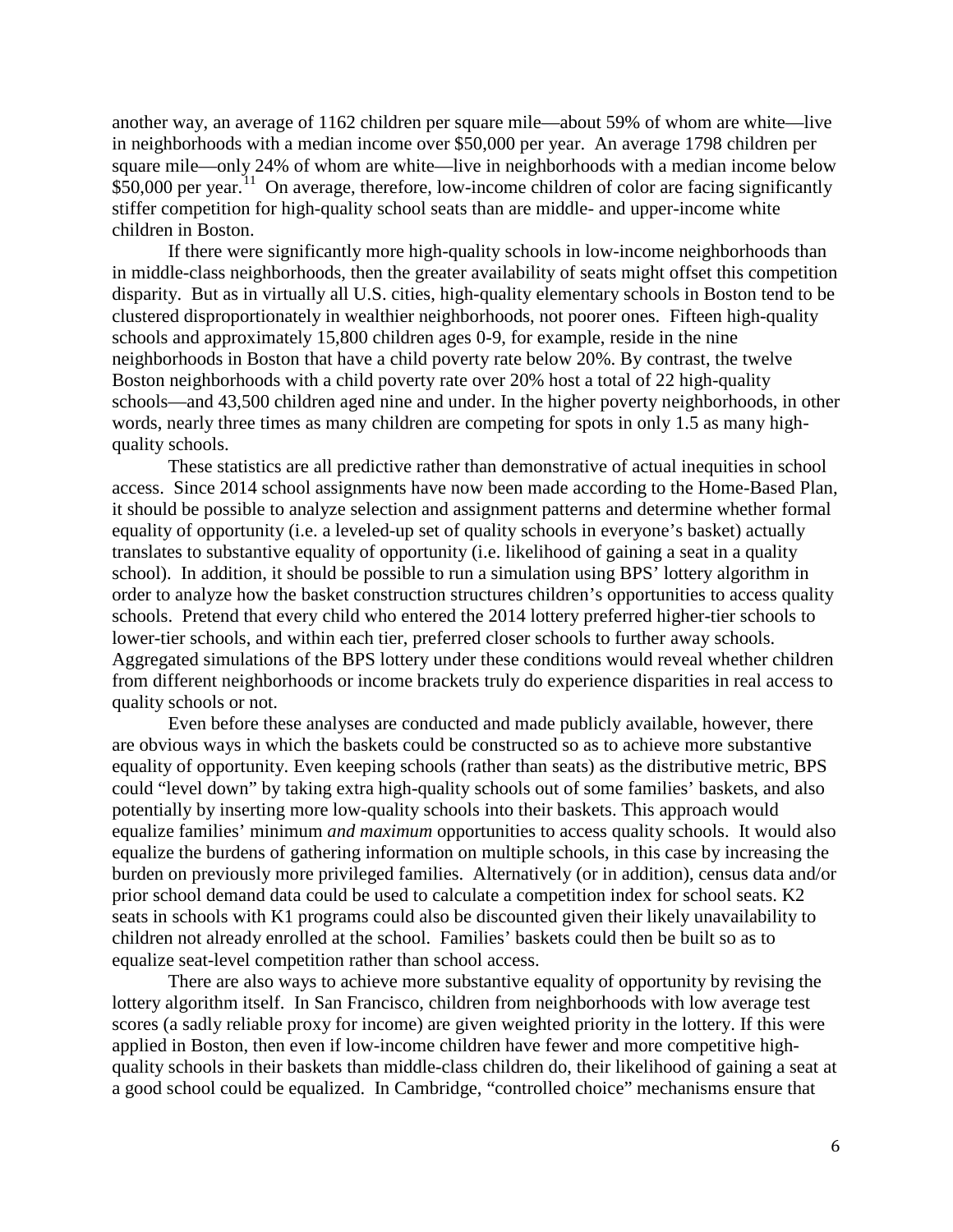another way, an average of 1162 children per square mile—about 59% of whom are white—live in neighborhoods with a median income over \$50,000 per year. An average 1798 children per square mile—only 24% of whom are white—live in neighborhoods with a median income below \$50,000 per year.[11] On average, therefore, low-income children of color are facing significantly stiffer competition for high-quality school seats than are middle- and upper-income white children in Boston.

If there were significantly more high-quality schools in low-income neighborhoods than in middle-class neighborhoods, then the greater availability of seats might offset this competition disparity. But as in virtually all U.S. cities, high-quality elementary schools in Boston tend to be clustered disproportionately in wealthier neighborhoods, not poorer ones. Fifteen high-quality schools and approximately 15,800 children ages 0-9, for example, reside in the nine neighborhoods in Boston that have a child poverty rate below 20%. By contrast, the twelve Boston neighborhoods with a child poverty rate over 20% host a total of 22 high-quality schools—and 43,500 children aged nine and under. In the higher poverty neighborhoods, in other words, nearly three times as many children are competing for spots in only 1.5 as many high-quality schools.

These statistics are all predictive rather than demonstrative of actual inequities in school access. Since 2014 school assignments have now been made according to the Home-Based Plan, it should be possible to analyze selection and assignment patterns and determine whether formal equality of opportunity (i.e. a leveled-up set of quality schools in everyone's basket) actually translates to substantive equality of opportunity (i.e. likelihood of gaining a seat in a quality school). In addition, it should be possible to run a simulation using BPS' lottery algorithm in order to analyze how the basket construction structures children's opportunities to access quality schools. Pretend that every child who entered the 2014 lottery preferred higher-tier schools to lower-tier schools, and within each tier, preferred closer schools to further away schools. Aggregated simulations of the BPS lottery under these conditions would reveal whether children from different neighborhoods or income brackets truly do experience disparities in real access to quality schools or not.

Even before these analyses are conducted and made publicly available, however, there are obvious ways in which the baskets could be constructed so as to achieve more substantive equality of opportunity. Even keeping schools (rather than seats) as the distributive metric, BPS could "level down" by taking extra high-quality schools out of some families' baskets, and also potentially by inserting more low-quality schools into their baskets. This approach would equalize families' minimum *and maximum* opportunities to access quality schools. It would also equalize the burdens of gathering information on multiple schools, in this case by increasing the burden on previously more privileged families. Alternatively (or in addition), census data and/or prior school demand data could be used to calculate a competition index for school seats. K2 seats in schools with K1 programs could also be discounted given their likely unavailability to children not already enrolled at the school. Families' baskets could then be built so as to equalize seat-level competition rather than school access.

There are also ways to achieve more substantive equality of opportunity by revising the lottery algorithm itself. In San Francisco, children from neighborhoods with low average test scores (a sadly reliable proxy for income) are given weighted priority in the lottery. If this were applied in Boston, then even if low-income children have fewer and more competitive high-quality schools in their baskets than middle-class children do, their likelihood of gaining a seat at a good school could be equalized. In Cambridge, "controlled choice" mechanisms ensure that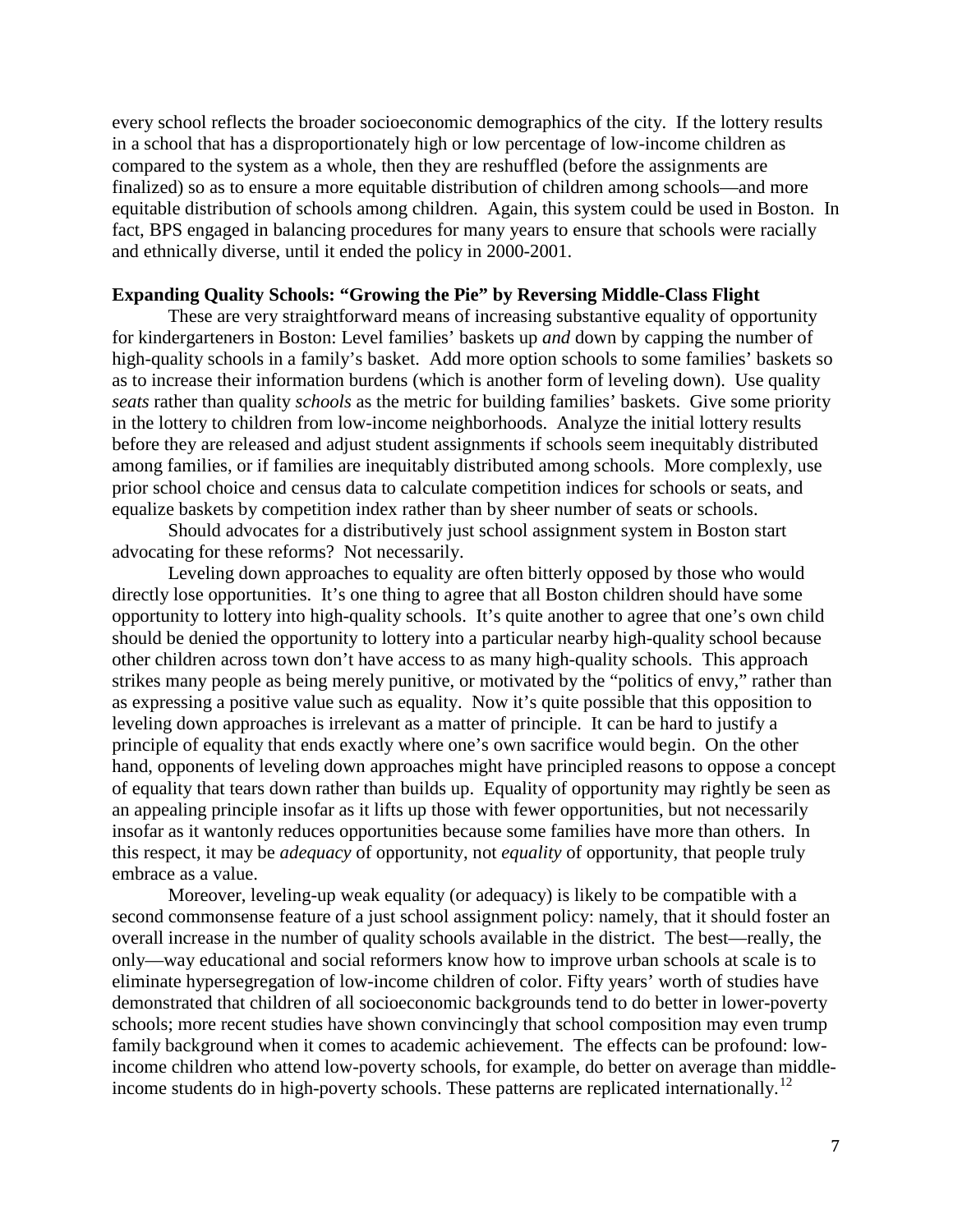every school reflects the broader socioeconomic demographics of the city. If the lottery results in a school that has a disproportionately high or low percentage of low-income children as compared to the system as a whole, then they are reshuffled (before the assignments are finalized) so as to ensure a more equitable distribution of children among schools—and more equitable distribution of schools among children. Again, this system could be used in Boston. In fact, BPS engaged in balancing procedures for many years to ensure that schools were racially and ethnically diverse, until it ended the policy in 2000-2001.

**Expanding Quality Schools: "Growing the Pie" by Reversing Middle-Class Flight**

These are very straightforward means of increasing substantive equality of opportunity for kindergarteners in Boston: Level families' baskets up *and* down by capping the number of high-quality schools in a family's basket. Add more option schools to some families' baskets so as to increase their information burdens (which is another form of leveling down). Use quality *seats* rather than quality *schools* as the metric for building families' baskets. Give some priority in the lottery to children from low-income neighborhoods. Analyze the initial lottery results before they are released and adjust student assignments if schools seem inequitably distributed among families, or if families are inequitably distributed among schools. More complexly, use prior school choice and census data to calculate competition indices for schools or seats, and equalize baskets by competition index rather than by sheer number of seats or schools.

Should advocates for a distributively just school assignment system in Boston start advocating for these reforms? Not necessarily.

Leveling down approaches to equality are often bitterly opposed by those who would directly lose opportunities. It's one thing to agree that all Boston children should have some opportunity to lottery into high-quality schools. It's quite another to agree that one's own child should be denied the opportunity to lottery into a particular nearby high-quality school because other children across town don't have access to as many high-quality schools. This approach strikes many people as being merely punitive, or motivated by the "politics of envy," rather than as expressing a positive value such as equality. Now it's quite possible that this opposition to leveling down approaches is irrelevant as a matter of principle. It can be hard to justify a principle of equality that ends exactly where one's own sacrifice would begin. On the other hand, opponents of leveling down approaches might have principled reasons to oppose a concept of equality that tears down rather than builds up. Equality of opportunity may rightly be seen as an appealing principle insofar as it lifts up those with fewer opportunities, but not necessarily insofar as it wantonly reduces opportunities because some families have more than others. In this respect, it may be *adequacy* of opportunity, not *equality* of opportunity, that people truly embrace as a value.

Moreover, leveling-up weak equality (or adequacy) is likely to be compatible with a second commonsense feature of a just school assignment policy: namely, that it should foster an overall increase in the number of quality schools available in the district. The best—really, the only—way educational and social reformers know how to improve urban schools at scale is to eliminate hypersegregation of low-income children of color. Fifty years' worth of studies have demonstrated that children of all socioeconomic backgrounds tend to do better in lower-poverty schools; more recent studies have shown convincingly that school composition may even trump family background when it comes to academic achievement. The effects can be profound: low-income children who attend low-poverty schools, for example, do better on average than middle-income students do in high-poverty schools. These patterns are replicated internationally.[12]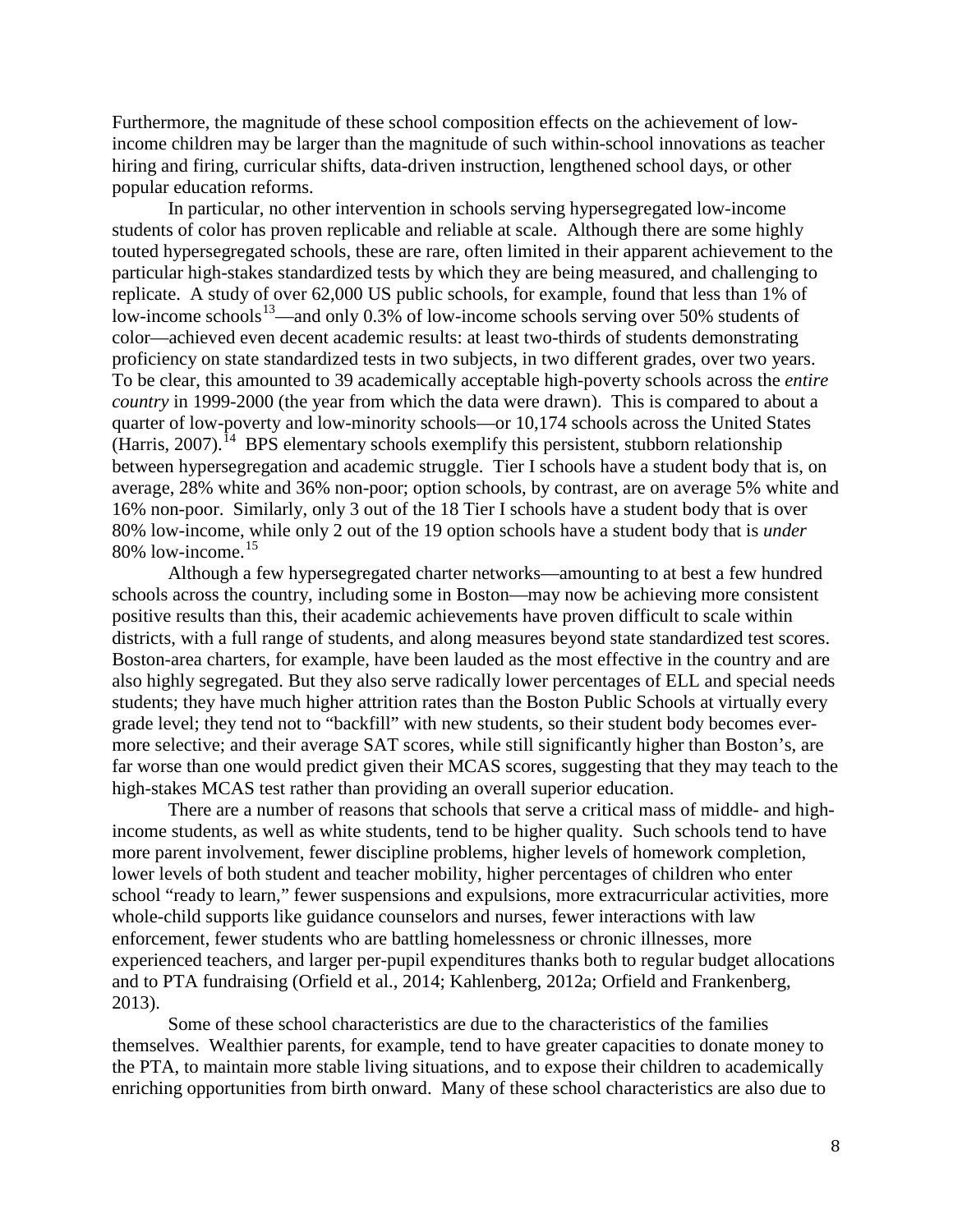Furthermore, the magnitude of these school composition effects on the achievement of low-income children may be larger than the magnitude of such within-school innovations as teacher hiring and firing, curricular shifts, data-driven instruction, lengthened school days, or other popular education reforms.

In particular, no other intervention in schools serving hypersegregated low-income students of color has proven replicable and reliable at scale. Although there are some highly touted hypersegregated schools, these are rare, often limited in their apparent achievement to the particular high-stakes standardized tests by which they are being measured, and challenging to replicate. A study of over 62,000 US public schools, for example, found that less than 1% of low-income schools[13]—and only 0.3% of low-income schools serving over 50% students of color—achieved even decent academic results: at least two-thirds of students demonstrating proficiency on state standardized tests in two subjects, in two different grades, over two years. To be clear, this amounted to 39 academically acceptable high-poverty schools across the *entire country* in 1999-2000 (the year from which the data were drawn). This is compared to about a quarter of low-poverty and low-minority schools—or 10,174 schools across the United States (Harris, 2007).[14] BPS elementary schools exemplify this persistent, stubborn relationship between hypersegregation and academic struggle. Tier I schools have a student body that is, on average, 28% white and 36% non-poor; option schools, by contrast, are on average 5% white and 16% non-poor. Similarly, only 3 out of the 18 Tier I schools have a student body that is over 80% low-income, while only 2 out of the 19 option schools have a student body that is *under* 80% low-income.[15]

Although a few hypersegregated charter networks—amounting to at best a few hundred schools across the country, including some in Boston—may now be achieving more consistent positive results than this, their academic achievements have proven difficult to scale within districts, with a full range of students, and along measures beyond state standardized test scores. Boston-area charters, for example, have been lauded as the most effective in the country and are also highly segregated. But they also serve radically lower percentages of ELL and special needs students; they have much higher attrition rates than the Boston Public Schools at virtually every grade level; they tend not to "backfill" with new students, so their student body becomes ever-more selective; and their average SAT scores, while still significantly higher than Boston's, are far worse than one would predict given their MCAS scores, suggesting that they may teach to the high-stakes MCAS test rather than providing an overall superior education.

There are a number of reasons that schools that serve a critical mass of middle- and high-income students, as well as white students, tend to be higher quality. Such schools tend to have more parent involvement, fewer discipline problems, higher levels of homework completion, lower levels of both student and teacher mobility, higher percentages of children who enter school "ready to learn," fewer suspensions and expulsions, more extracurricular activities, more whole-child supports like guidance counselors and nurses, fewer interactions with law enforcement, fewer students who are battling homelessness or chronic illnesses, more experienced teachers, and larger per-pupil expenditures thanks both to regular budget allocations and to PTA fundraising (Orfield et al., 2014; Kahlenberg, 2012a; Orfield and Frankenberg, 2013).

Some of these school characteristics are due to the characteristics of the families themselves. Wealthier parents, for example, tend to have greater capacities to donate money to the PTA, to maintain more stable living situations, and to expose their children to academically enriching opportunities from birth onward. Many of these school characteristics are also due to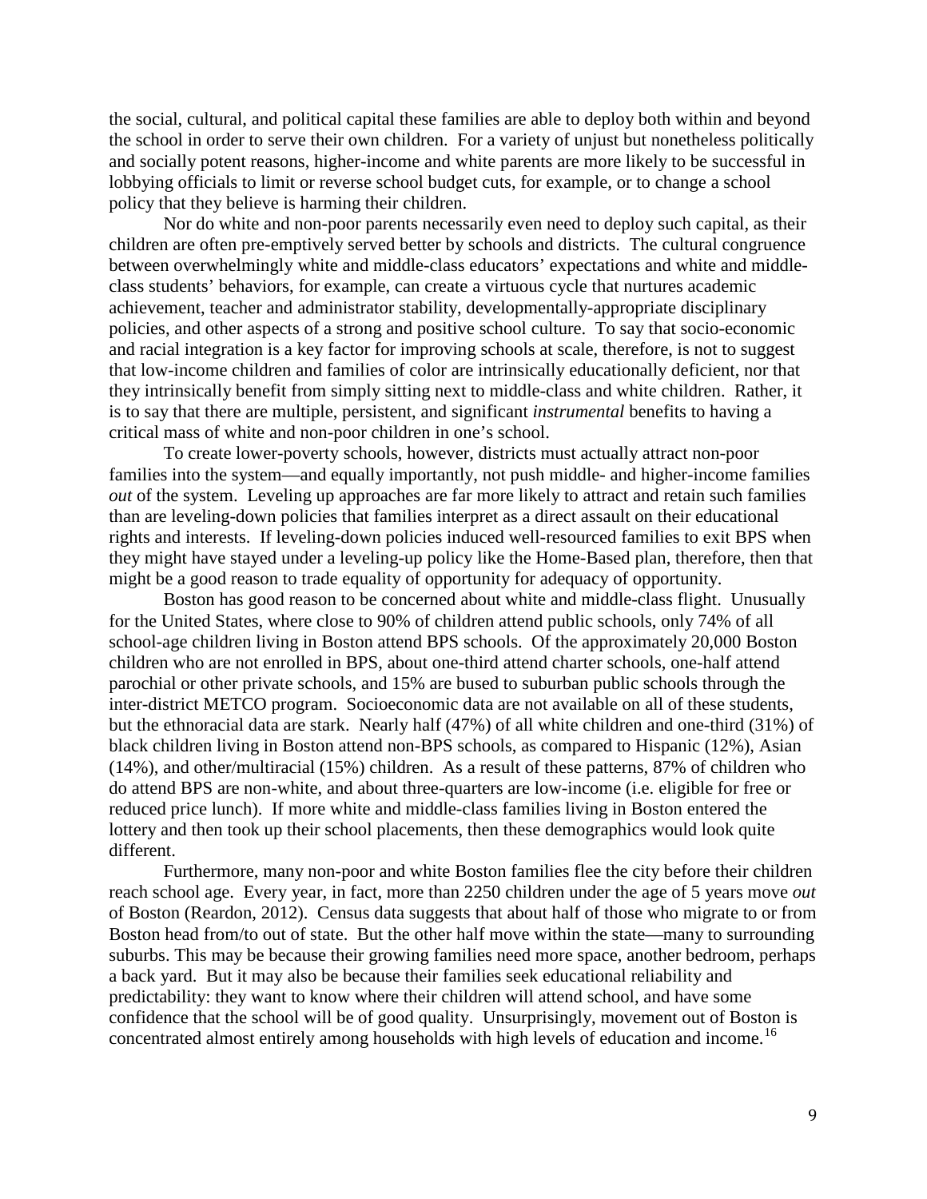the social, cultural, and political capital these families are able to deploy both within and beyond the school in order to serve their own children. For a variety of unjust but nonetheless politically and socially potent reasons, higher-income and white parents are more likely to be successful in lobbying officials to limit or reverse school budget cuts, for example, or to change a school policy that they believe is harming their children.

Nor do white and non-poor parents necessarily even need to deploy such capital, as their children are often pre-emptively served better by schools and districts. The cultural congruence between overwhelmingly white and middle-class educators' expectations and white and middle-class students' behaviors, for example, can create a virtuous cycle that nurtures academic achievement, teacher and administrator stability, developmentally-appropriate disciplinary policies, and other aspects of a strong and positive school culture. To say that socio-economic and racial integration is a key factor for improving schools at scale, therefore, is not to suggest that low-income children and families of color are intrinsically educationally deficient, nor that they intrinsically benefit from simply sitting next to middle-class and white children. Rather, it is to say that there are multiple, persistent, and significant *instrumental* benefits to having a critical mass of white and non-poor children in one's school.

To create lower-poverty schools, however, districts must actually attract non-poor families into the system—and equally importantly, not push middle- and higher-income families *out* of the system. Leveling up approaches are far more likely to attract and retain such families than are leveling-down policies that families interpret as a direct assault on their educational rights and interests. If leveling-down policies induced well-resourced families to exit BPS when they might have stayed under a leveling-up policy like the Home-Based plan, therefore, then that might be a good reason to trade equality of opportunity for adequacy of opportunity.

Boston has good reason to be concerned about white and middle-class flight. Unusually for the United States, where close to 90% of children attend public schools, only 74% of all school-age children living in Boston attend BPS schools. Of the approximately 20,000 Boston children who are not enrolled in BPS, about one-third attend charter schools, one-half attend parochial or other private schools, and 15% are bused to suburban public schools through the inter-district METCO program. Socioeconomic data are not available on all of these students, but the ethnoracial data are stark. Nearly half (47%) of all white children and one-third (31%) of black children living in Boston attend non-BPS schools, as compared to Hispanic (12%), Asian (14%), and other/multiracial (15%) children. As a result of these patterns, 87% of children who do attend BPS are non-white, and about three-quarters are low-income (i.e. eligible for free or reduced price lunch). If more white and middle-class families living in Boston entered the lottery and then took up their school placements, then these demographics would look quite different.

Furthermore, many non-poor and white Boston families flee the city before their children reach school age. Every year, in fact, more than 2250 children under the age of 5 years move *out* of Boston (Reardon, 2012). Census data suggests that about half of those who migrate to or from Boston head from/to out of state. But the other half move within the state—many to surrounding suburbs. This may be because their growing families need more space, another bedroom, perhaps a back yard. But it may also be because their families seek educational reliability and predictability: they want to know where their children will attend school, and have some confidence that the school will be of good quality. Unsurprisingly, movement out of Boston is concentrated almost entirely among households with high levels of education and income.[16]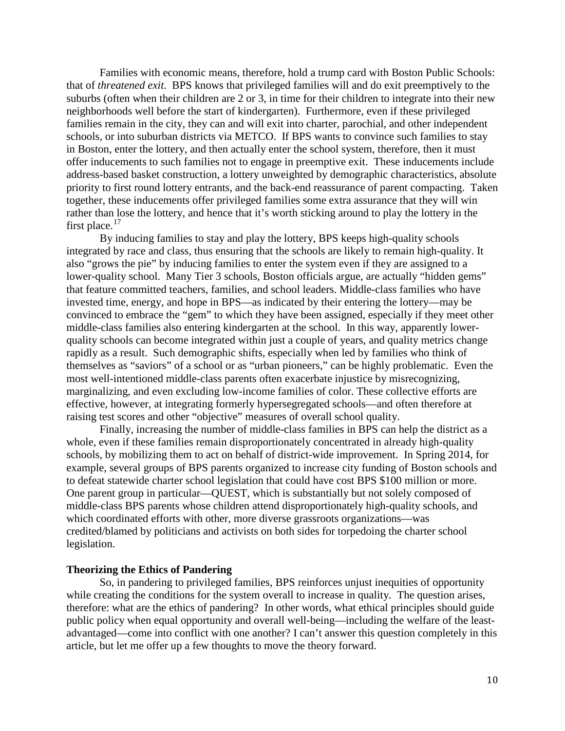Families with economic means, therefore, hold a trump card with Boston Public Schools: that of *threatened exit*. BPS knows that privileged families will and do exit preemptively to the suburbs (often when their children are 2 or 3, in time for their children to integrate into their new neighborhoods well before the start of kindergarten). Furthermore, even if these privileged families remain in the city, they can and will exit into charter, parochial, and other independent schools, or into suburban districts via METCO. If BPS wants to convince such families to stay in Boston, enter the lottery, and then actually enter the school system, therefore, then it must offer inducements to such families not to engage in preemptive exit. These inducements include address-based basket construction, a lottery unweighted by demographic characteristics, absolute priority to first round lottery entrants, and the back-end reassurance of parent compacting. Taken together, these inducements offer privileged families some extra assurance that they will win rather than lose the lottery, and hence that it's worth sticking around to play the lottery in the first place.[17]

By inducing families to stay and play the lottery, BPS keeps high-quality schools integrated by race and class, thus ensuring that the schools are likely to remain high-quality. It also "grows the pie" by inducing families to enter the system even if they are assigned to a lower-quality school. Many Tier 3 schools, Boston officials argue, are actually "hidden gems" that feature committed teachers, families, and school leaders. Middle-class families who have invested time, energy, and hope in BPS—as indicated by their entering the lottery—may be convinced to embrace the "gem" to which they have been assigned, especially if they meet other middle-class families also entering kindergarten at the school. In this way, apparently lower-quality schools can become integrated within just a couple of years, and quality metrics change rapidly as a result. Such demographic shifts, especially when led by families who think of themselves as "saviors" of a school or as "urban pioneers," can be highly problematic. Even the most well-intentioned middle-class parents often exacerbate injustice by misrecognizing, marginalizing, and even excluding low-income families of color. These collective efforts are effective, however, at integrating formerly hypersegregated schools—and often therefore at raising test scores and other "objective" measures of overall school quality.

Finally, increasing the number of middle-class families in BPS can help the district as a whole, even if these families remain disproportionately concentrated in already high-quality schools, by mobilizing them to act on behalf of district-wide improvement. In Spring 2014, for example, several groups of BPS parents organized to increase city funding of Boston schools and to defeat statewide charter school legislation that could have cost BPS $100 million or more. One parent group in particular—QUEST, which is substantially but not solely composed of middle-class BPS parents whose children attend disproportionately high-quality schools, and which coordinated efforts with other, more diverse grassroots organizations—was credited/blamed by politicians and activists on both sides for torpedoing the charter school legislation.

## Theorizing the Ethics of Pandering

So, in pandering to privileged families, BPS reinforces unjust inequities of opportunity while creating the conditions for the system overall to increase in quality. The question arises, therefore: what are the ethics of pandering? In other words, what ethical principles should guide public policy when equal opportunity and overall well-being—including the welfare of the least-advantaged—come into conflict with one another? I can't answer this question completely in this article, but let me offer up a few thoughts to move the theory forward.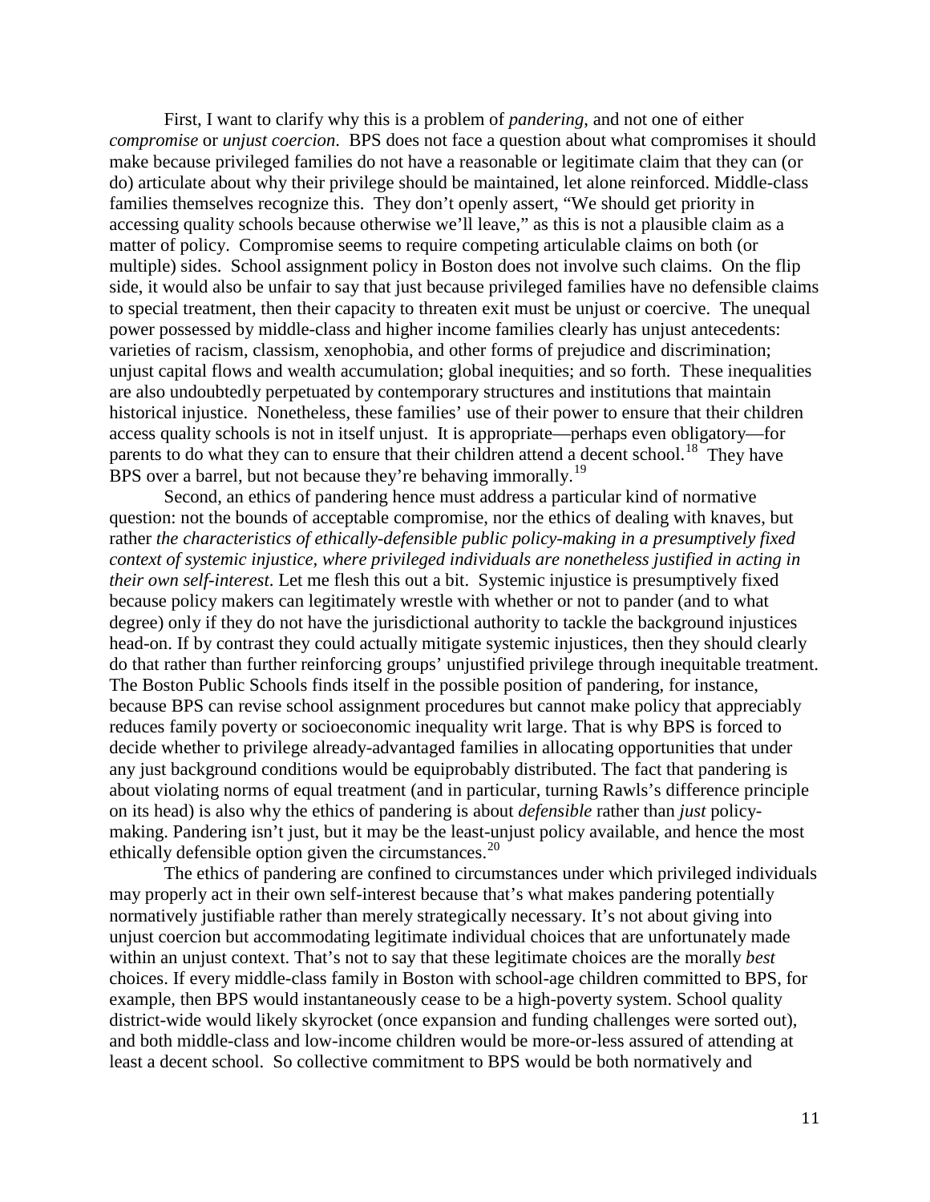First, I want to clarify why this is a problem of *pandering*, and not one of either *compromise* or *unjust coercion*. BPS does not face a question about what compromises it should make because privileged families do not have a reasonable or legitimate claim that they can (or do) articulate about why their privilege should be maintained, let alone reinforced. Middle-class families themselves recognize this. They don't openly assert, "We should get priority in accessing quality schools because otherwise we'll leave," as this is not a plausible claim as a matter of policy. Compromise seems to require competing articulable claims on both (or multiple) sides. School assignment policy in Boston does not involve such claims. On the flip side, it would also be unfair to say that just because privileged families have no defensible claims to special treatment, then their capacity to threaten exit must be unjust or coercive. The unequal power possessed by middle-class and higher income families clearly has unjust antecedents: varieties of racism, classism, xenophobia, and other forms of prejudice and discrimination; unjust capital flows and wealth accumulation; global inequities; and so forth. These inequalities are also undoubtedly perpetuated by contemporary structures and institutions that maintain historical injustice. Nonetheless, these families' use of their power to ensure that their children access quality schools is not in itself unjust. It is appropriate—perhaps even obligatory—for parents to do what they can to ensure that their children attend a decent school.[18] They have BPS over a barrel, but not because they're behaving immorally.[19]

Second, an ethics of pandering hence must address a particular kind of normative question: not the bounds of acceptable compromise, nor the ethics of dealing with knaves, but rather *the characteristics of ethically-defensible public policy-making in a presumptively fixed context of systemic injustice, where privileged individuals are nonetheless justified in acting in their own self-interest*. Let me flesh this out a bit. Systemic injustice is presumptively fixed because policy makers can legitimately wrestle with whether or not to pander (and to what degree) only if they do not have the jurisdictional authority to tackle the background injustices head-on. If by contrast they could actually mitigate systemic injustices, then they should clearly do that rather than further reinforcing groups' unjustified privilege through inequitable treatment. The Boston Public Schools finds itself in the possible position of pandering, for instance, because BPS can revise school assignment procedures but cannot make policy that appreciably reduces family poverty or socioeconomic inequality writ large. That is why BPS is forced to decide whether to privilege already-advantaged families in allocating opportunities that under any just background conditions would be equiprobably distributed. The fact that pandering is about violating norms of equal treatment (and in particular, turning Rawls's difference principle on its head) is also why the ethics of pandering is about *defensible* rather than *just* policy-making. Pandering isn't just, but it may be the least-unjust policy available, and hence the most ethically defensible option given the circumstances.[20]

The ethics of pandering are confined to circumstances under which privileged individuals may properly act in their own self-interest because that's what makes pandering potentially normatively justifiable rather than merely strategically necessary. It's not about giving into unjust coercion but accommodating legitimate individual choices that are unfortunately made within an unjust context. That's not to say that these legitimate choices are the morally *best* choices. If every middle-class family in Boston with school-age children committed to BPS, for example, then BPS would instantaneously cease to be a high-poverty system. School quality district-wide would likely skyrocket (once expansion and funding challenges were sorted out), and both middle-class and low-income children would be more-or-less assured of attending at least a decent school. So collective commitment to BPS would be both normatively and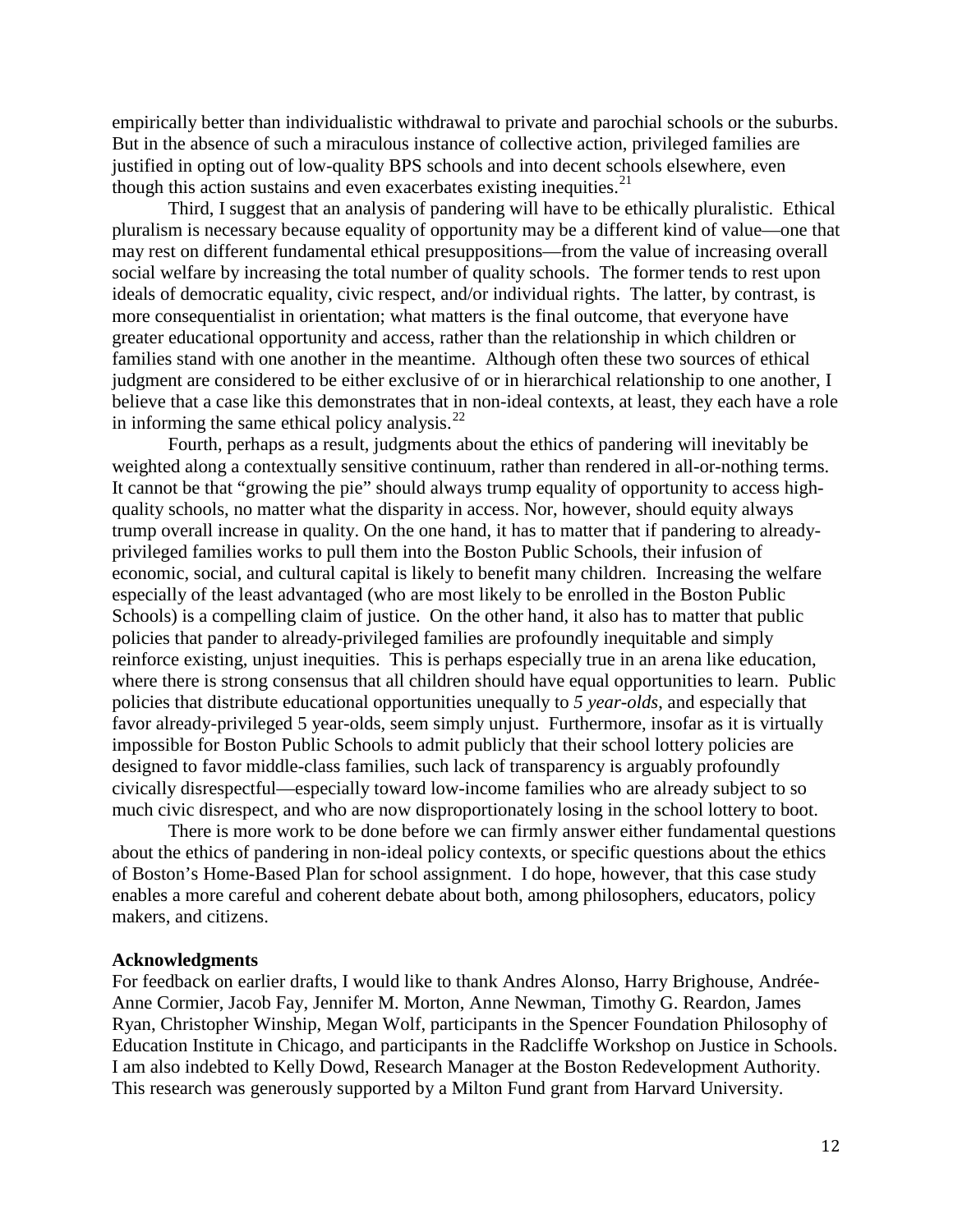empirically better than individualistic withdrawal to private and parochial schools or the suburbs. But in the absence of such a miraculous instance of collective action, privileged families are justified in opting out of low-quality BPS schools and into decent schools elsewhere, even though this action sustains and even exacerbates existing inequities.[21]

Third, I suggest that an analysis of pandering will have to be ethically pluralistic. Ethical pluralism is necessary because equality of opportunity may be a different kind of value—one that may rest on different fundamental ethical presuppositions—from the value of increasing overall social welfare by increasing the total number of quality schools. The former tends to rest upon ideals of democratic equality, civic respect, and/or individual rights. The latter, by contrast, is more consequentialist in orientation; what matters is the final outcome, that everyone have greater educational opportunity and access, rather than the relationship in which children or families stand with one another in the meantime. Although often these two sources of ethical judgment are considered to be either exclusive of or in hierarchical relationship to one another, I believe that a case like this demonstrates that in non-ideal contexts, at least, they each have a role in informing the same ethical policy analysis.[22]

Fourth, perhaps as a result, judgments about the ethics of pandering will inevitably be weighted along a contextually sensitive continuum, rather than rendered in all-or-nothing terms. It cannot be that "growing the pie" should always trump equality of opportunity to access high-quality schools, no matter what the disparity in access. Nor, however, should equity always trump overall increase in quality. On the one hand, it has to matter that if pandering to already-privileged families works to pull them into the Boston Public Schools, their infusion of economic, social, and cultural capital is likely to benefit many children. Increasing the welfare especially of the least advantaged (who are most likely to be enrolled in the Boston Public Schools) is a compelling claim of justice. On the other hand, it also has to matter that public policies that pander to already-privileged families are profoundly inequitable and simply reinforce existing, unjust inequities. This is perhaps especially true in an arena like education, where there is strong consensus that all children should have equal opportunities to learn. Public policies that distribute educational opportunities unequally to *5 year-olds*, and especially that favor already-privileged 5 year-olds, seem simply unjust. Furthermore, insofar as it is virtually impossible for Boston Public Schools to admit publicly that their school lottery policies are designed to favor middle-class families, such lack of transparency is arguably profoundly civically disrespectful—especially toward low-income families who are already subject to so much civic disrespect, and who are now disproportionately losing in the school lottery to boot.

There is more work to be done before we can firmly answer either fundamental questions about the ethics of pandering in non-ideal policy contexts, or specific questions about the ethics of Boston's Home-Based Plan for school assignment. I do hope, however, that this case study enables a more careful and coherent debate about both, among philosophers, educators, policy makers, and citizens.

**Acknowledgments**

For feedback on earlier drafts, I would like to thank Andres Alonso, Harry Brighouse, Andrée-Anne Cormier, Jacob Fay, Jennifer M. Morton, Anne Newman, Timothy G. Reardon, James Ryan, Christopher Winship, Megan Wolf, participants in the Spencer Foundation Philosophy of Education Institute in Chicago, and participants in the Radcliffe Workshop on Justice in Schools. I am also indebted to Kelly Dowd, Research Manager at the Boston Redevelopment Authority. This research was generously supported by a Milton Fund grant from Harvard University.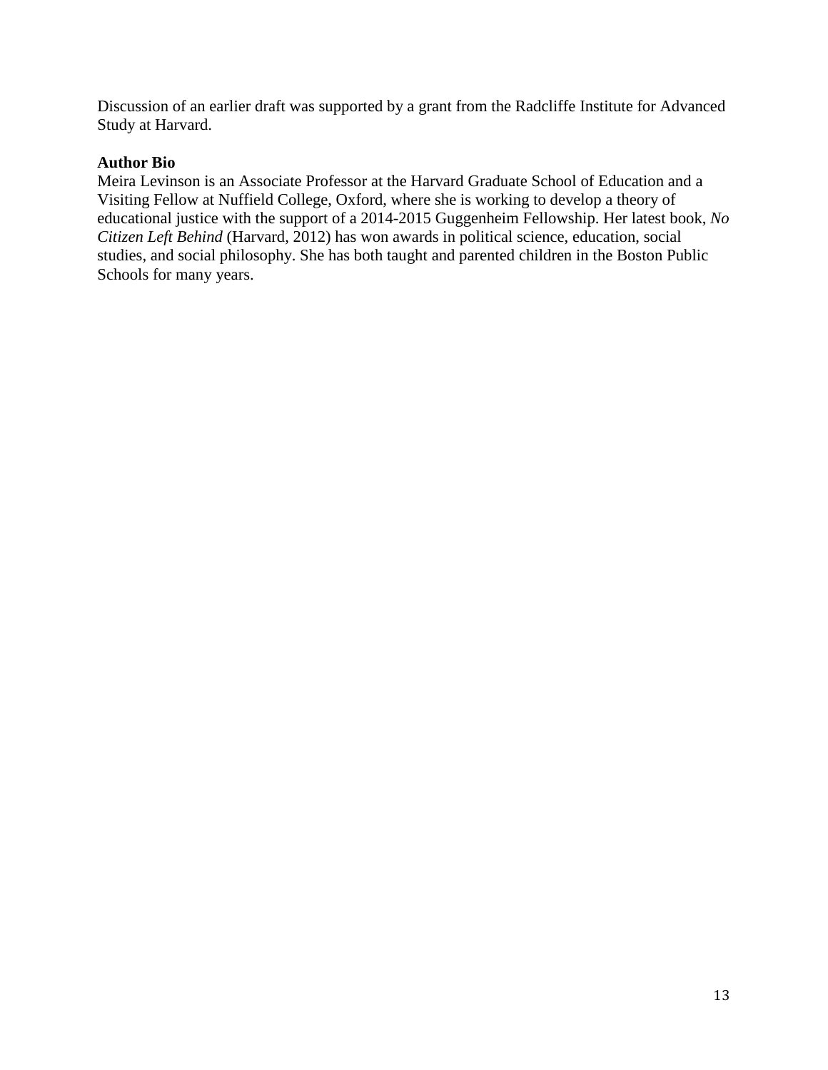Discussion of an earlier draft was supported by a grant from the Radcliffe Institute for Advanced Study at Harvard.

**Author Bio**

Meira Levinson is an Associate Professor at the Harvard Graduate School of Education and a Visiting Fellow at Nuffield College, Oxford, where she is working to develop a theory of educational justice with the support of a 2014-2015 Guggenheim Fellowship. Her latest book, *No Citizen Left Behind* (Harvard, 2012) has won awards in political science, education, social studies, and social philosophy. She has both taught and parented children in the Boston Public Schools for many years.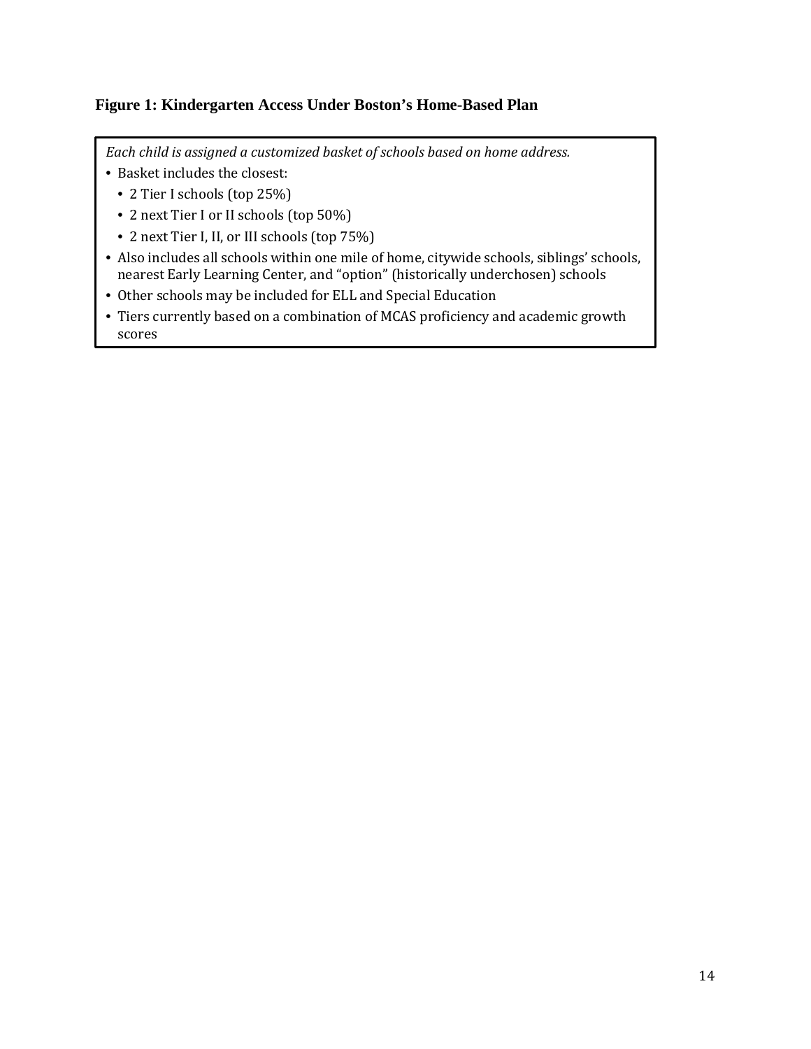**Figure 1: Kindergarten Access Under Boston's Home-Based Plan**

*Each child is assigned a customized basket of schools based on home address.*

- Basket includes the closest:
  - 2 Tier I schools (top 25%)
  - 2 next Tier I or II schools (top 50%)
  - 2 next Tier I, II, or III schools (top 75%)
- Also includes all schools within one mile of home, citywide schools, siblings' schools, nearest Early Learning Center, and "option" (historically underchosen) schools
- Other schools may be included for ELL and Special Education
- Tiers currently based on a combination of MCAS proficiency and academic growth scores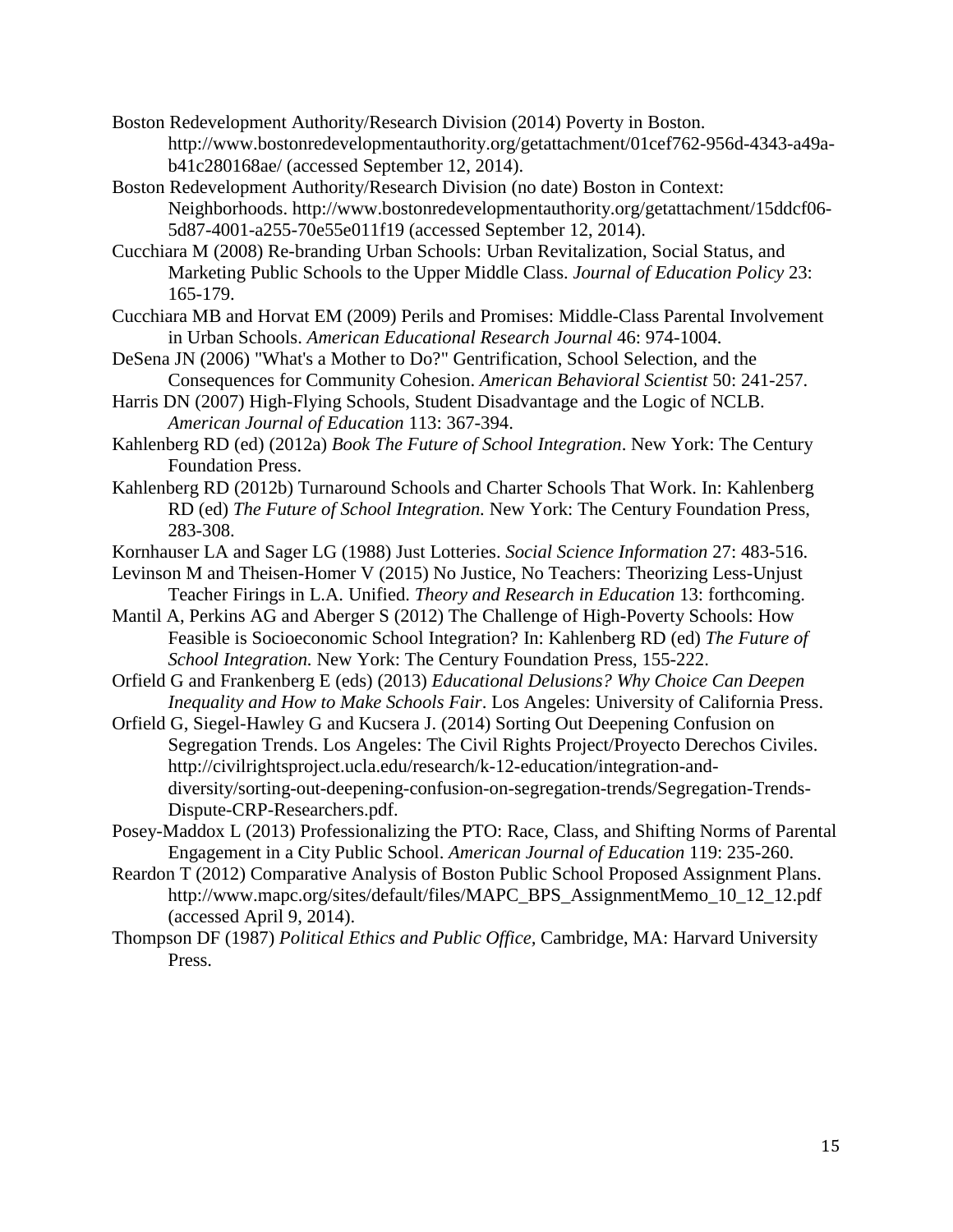Boston Redevelopment Authority/Research Division (2014) Poverty in Boston. http://www.bostonredevelopmentauthority.org/getattachment/01cef762-956d-4343-a49a-b41c280168ae/ (accessed September 12, 2014).

Boston Redevelopment Authority/Research Division (no date) Boston in Context: Neighborhoods. http://www.bostonredevelopmentauthority.org/getattachment/15ddcf06-5d87-4001-a255-70e55e011f19 (accessed September 12, 2014).

Cucchiara M (2008) Re-branding Urban Schools: Urban Revitalization, Social Status, and Marketing Public Schools to the Upper Middle Class. *Journal of Education Policy* 23: 165-179.

Cucchiara MB and Horvat EM (2009) Perils and Promises: Middle-Class Parental Involvement in Urban Schools. *American Educational Research Journal* 46: 974-1004.

DeSena JN (2006) "What's a Mother to Do?" Gentrification, School Selection, and the Consequences for Community Cohesion. *American Behavioral Scientist* 50: 241-257.

Harris DN (2007) High-Flying Schools, Student Disadvantage and the Logic of NCLB. *American Journal of Education* 113: 367-394.

Kahlenberg RD (ed) (2012a) *Book The Future of School Integration*. New York: The Century Foundation Press.

Kahlenberg RD (2012b) Turnaround Schools and Charter Schools That Work. In: Kahlenberg RD (ed) *The Future of School Integration.* New York: The Century Foundation Press, 283-308.

Kornhauser LA and Sager LG (1988) Just Lotteries. *Social Science Information* 27: 483-516.

Levinson M and Theisen-Homer V (2015) No Justice, No Teachers: Theorizing Less-Unjust Teacher Firings in L.A. Unified. *Theory and Research in Education* 13: forthcoming.

Mantil A, Perkins AG and Aberger S (2012) The Challenge of High-Poverty Schools: How Feasible is Socioeconomic School Integration? In: Kahlenberg RD (ed) *The Future of School Integration.* New York: The Century Foundation Press, 155-222.

Orfield G and Frankenberg E (eds) (2013) *Educational Delusions? Why Choice Can Deepen Inequality and How to Make Schools Fair*. Los Angeles: University of California Press.

Orfield G, Siegel-Hawley G and Kucsera J. (2014) Sorting Out Deepening Confusion on Segregation Trends. Los Angeles: The Civil Rights Project/Proyecto Derechos Civiles. http://civilrightsproject.ucla.edu/research/k-12-education/integration-and-diversity/sorting-out-deepening-confusion-on-segregation-trends/Segregation-Trends-Dispute-CRP-Researchers.pdf.

Posey-Maddox L (2013) Professionalizing the PTO: Race, Class, and Shifting Norms of Parental Engagement in a City Public School. *American Journal of Education* 119: 235-260.

Reardon T (2012) Comparative Analysis of Boston Public School Proposed Assignment Plans. http://www.mapc.org/sites/default/files/MAPC_BPS_AssignmentMemo_10_12_12.pdf (accessed April 9, 2014).

Thompson DF (1987) *Political Ethics and Public Office*, Cambridge, MA: Harvard University Press.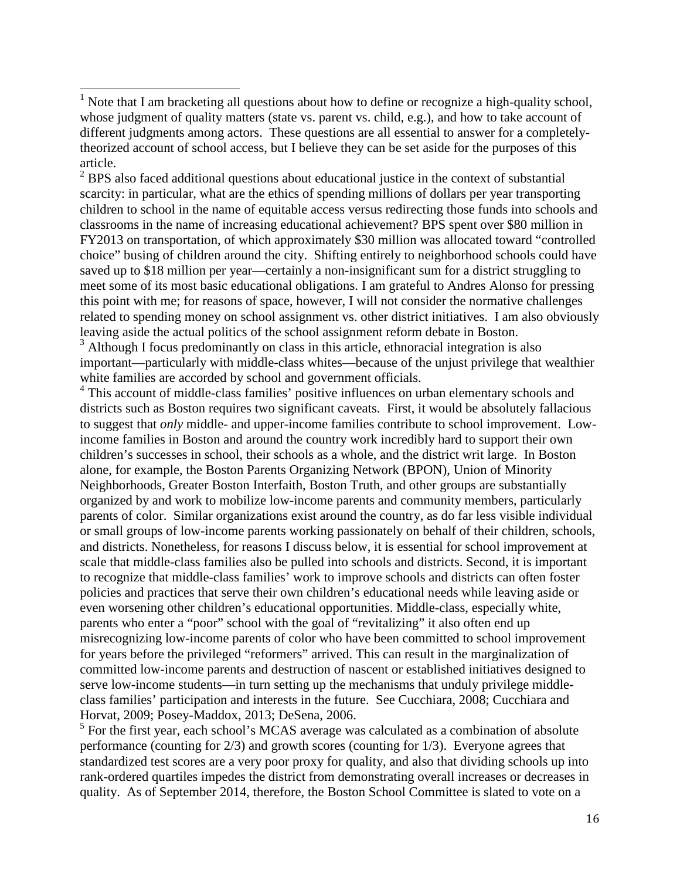[1] Note that I am bracketing all questions about how to define or recognize a high-quality school, whose judgment of quality matters (state vs. parent vs. child, e.g.), and how to take account of different judgments among actors. These questions are all essential to answer for a completely-theorized account of school access, but I believe they can be set aside for the purposes of this article.

[2] BPS also faced additional questions about educational justice in the context of substantial scarcity: in particular, what are the ethics of spending millions of dollars per year transporting children to school in the name of equitable access versus redirecting those funds into schools and classrooms in the name of increasing educational achievement? BPS spent over $80 million in FY2013 on transportation, of which approximately $30 million was allocated toward "controlled choice" busing of children around the city. Shifting entirely to neighborhood schools could have saved up to $18 million per year—certainly a non-insignificant sum for a district struggling to meet some of its most basic educational obligations. I am grateful to Andres Alonso for pressing this point with me; for reasons of space, however, I will not consider the normative challenges related to spending money on school assignment vs. other district initiatives. I am also obviously leaving aside the actual politics of the school assignment reform debate in Boston.

[3] Although I focus predominantly on class in this article, ethnoracial integration is also important—particularly with middle-class whites—because of the unjust privilege that wealthier white families are accorded by school and government officials.

[4] This account of middle-class families' positive influences on urban elementary schools and districts such as Boston requires two significant caveats. First, it would be absolutely fallacious to suggest that *only* middle- and upper-income families contribute to school improvement. Low-income families in Boston and around the country work incredibly hard to support their own children's successes in school, their schools as a whole, and the district writ large. In Boston alone, for example, the Boston Parents Organizing Network (BPON), Union of Minority Neighborhoods, Greater Boston Interfaith, Boston Truth, and other groups are substantially organized by and work to mobilize low-income parents and community members, particularly parents of color. Similar organizations exist around the country, as do far less visible individual or small groups of low-income parents working passionately on behalf of their children, schools, and districts. Nonetheless, for reasons I discuss below, it is essential for school improvement at scale that middle-class families also be pulled into schools and districts. Second, it is important to recognize that middle-class families' work to improve schools and districts can often foster policies and practices that serve their own children's educational needs while leaving aside or even worsening other children's educational opportunities. Middle-class, especially white, parents who enter a "poor" school with the goal of "revitalizing" it also often end up misrecognizing low-income parents of color who have been committed to school improvement for years before the privileged "reformers" arrived. This can result in the marginalization of committed low-income parents and destruction of nascent or established initiatives designed to serve low-income students—in turn setting up the mechanisms that unduly privilege middle-class families' participation and interests in the future. See Cucchiara, 2008; Cucchiara and Horvat, 2009; Posey-Maddox, 2013; DeSena, 2006.

[5] For the first year, each school's MCAS average was calculated as a combination of absolute performance (counting for 2/3) and growth scores (counting for 1/3). Everyone agrees that standardized test scores are a very poor proxy for quality, and also that dividing schools up into rank-ordered quartiles impedes the district from demonstrating overall increases or decreases in quality. As of September 2014, therefore, the Boston School Committee is slated to vote on a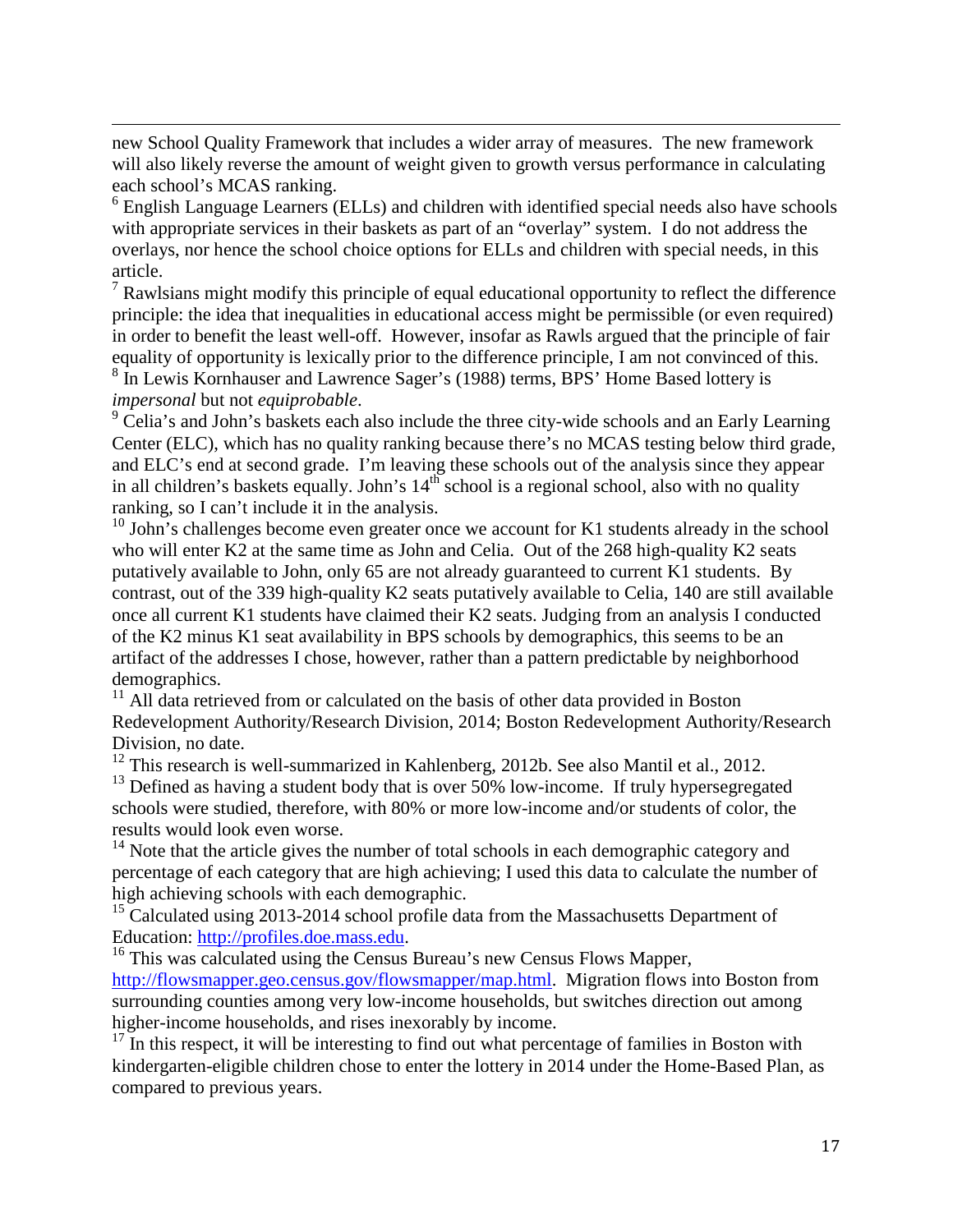new School Quality Framework that includes a wider array of measures. The new framework will also likely reverse the amount of weight given to growth versus performance in calculating each school's MCAS ranking.

[6] English Language Learners (ELLs) and children with identified special needs also have schools with appropriate services in their baskets as part of an "overlay" system. I do not address the overlays, nor hence the school choice options for ELLs and children with special needs, in this article.

[7] Rawlsians might modify this principle of equal educational opportunity to reflect the difference principle: the idea that inequalities in educational access might be permissible (or even required) in order to benefit the least well-off. However, insofar as Rawls argued that the principle of fair equality of opportunity is lexically prior to the difference principle, I am not convinced of this.

[8] In Lewis Kornhauser and Lawrence Sager's (1988) terms, BPS' Home Based lottery is *impersonal* but not *equiprobable*.

[9] Celia's and John's baskets each also include the three city-wide schools and an Early Learning Center (ELC), which has no quality ranking because there's no MCAS testing below third grade, and ELC's end at second grade. I'm leaving these schools out of the analysis since they appear in all children's baskets equally. John's 14th school is a regional school, also with no quality ranking, so I can't include it in the analysis.

[10] John's challenges become even greater once we account for K1 students already in the school who will enter K2 at the same time as John and Celia. Out of the 268 high-quality K2 seats putatively available to John, only 65 are not already guaranteed to current K1 students. By contrast, out of the 339 high-quality K2 seats putatively available to Celia, 140 are still available once all current K1 students have claimed their K2 seats. Judging from an analysis I conducted of the K2 minus K1 seat availability in BPS schools by demographics, this seems to be an artifact of the addresses I chose, however, rather than a pattern predictable by neighborhood demographics.

[11] All data retrieved from or calculated on the basis of other data provided in Boston Redevelopment Authority/Research Division, 2014; Boston Redevelopment Authority/Research Division, no date.

[12] This research is well-summarized in Kahlenberg, 2012b. See also Mantil et al., 2012.

[13] Defined as having a student body that is over 50% low-income. If truly hypersegregated schools were studied, therefore, with 80% or more low-income and/or students of color, the results would look even worse.

[14] Note that the article gives the number of total schools in each demographic category and percentage of each category that are high achieving; I used this data to calculate the number of high achieving schools with each demographic.

[15] Calculated using 2013-2014 school profile data from the Massachusetts Department of Education: http://profiles.doe.mass.edu.

[16] This was calculated using the Census Bureau's new Census Flows Mapper, http://flowsmapper.geo.census.gov/flowsmapper/map.html. Migration flows into Boston from surrounding counties among very low-income households, but switches direction out among higher-income households, and rises inexorably by income.

[17] In this respect, it will be interesting to find out what percentage of families in Boston with kindergarten-eligible children chose to enter the lottery in 2014 under the Home-Based Plan, as compared to previous years.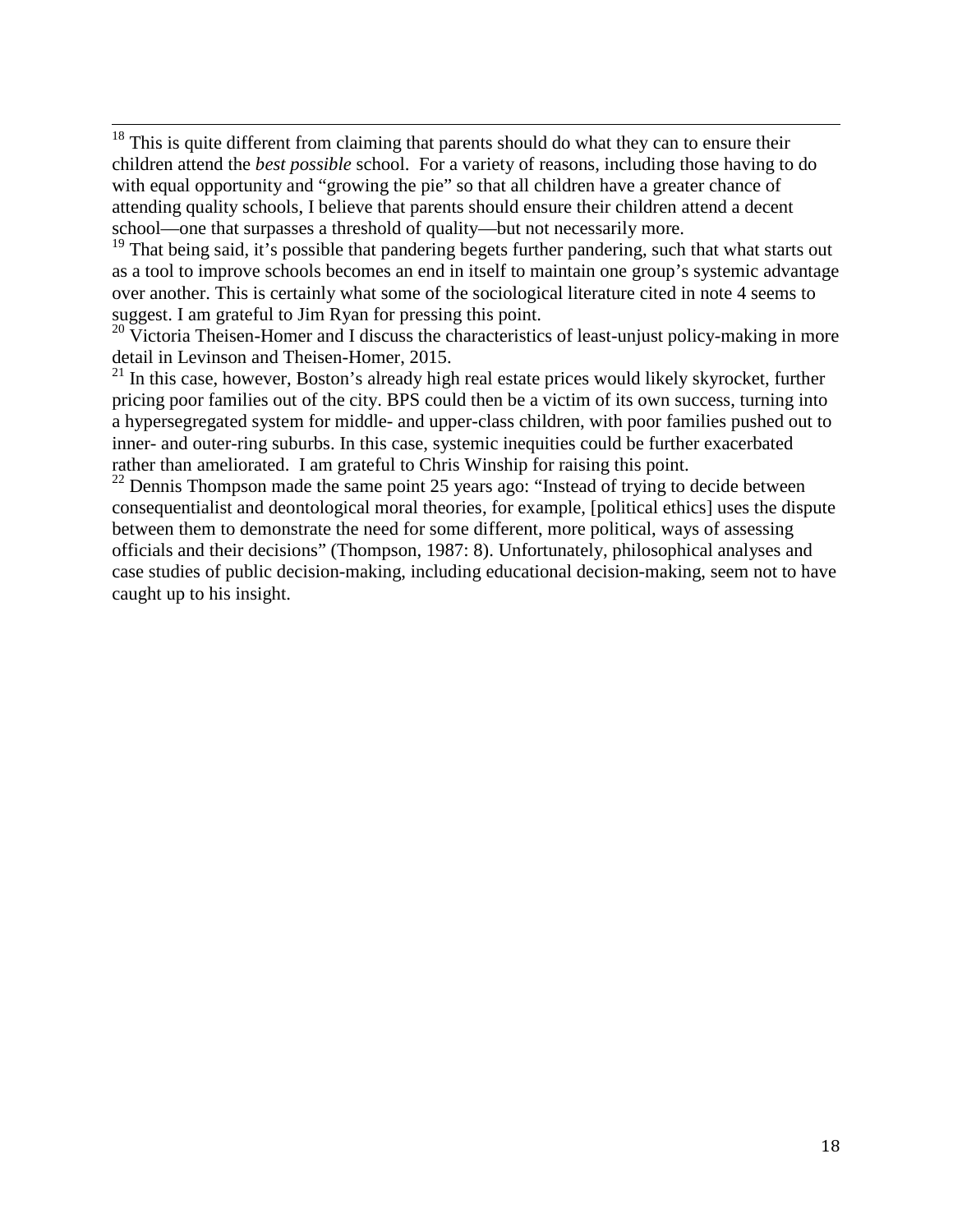[18] This is quite different from claiming that parents should do what they can to ensure their children attend the *best possible* school. For a variety of reasons, including those having to do with equal opportunity and "growing the pie" so that all children have a greater chance of attending quality schools, I believe that parents should ensure their children attend a decent school—one that surpasses a threshold of quality—but not necessarily more.

[19] That being said, it's possible that pandering begets further pandering, such that what starts out as a tool to improve schools becomes an end in itself to maintain one group's systemic advantage over another. This is certainly what some of the sociological literature cited in note 4 seems to suggest. I am grateful to Jim Ryan for pressing this point.

[20] Victoria Theisen-Homer and I discuss the characteristics of least-unjust policy-making in more detail in Levinson and Theisen-Homer, 2015.

[21] In this case, however, Boston's already high real estate prices would likely skyrocket, further pricing poor families out of the city. BPS could then be a victim of its own success, turning into a hypersegregated system for middle- and upper-class children, with poor families pushed out to inner- and outer-ring suburbs. In this case, systemic inequities could be further exacerbated rather than ameliorated. I am grateful to Chris Winship for raising this point.

[22] Dennis Thompson made the same point 25 years ago: "Instead of trying to decide between consequentialist and deontological moral theories, for example, [political ethics] uses the dispute between them to demonstrate the need for some different, more political, ways of assessing officials and their decisions" (Thompson, 1987: 8). Unfortunately, philosophical analyses and case studies of public decision-making, including educational decision-making, seem not to have caught up to his insight.